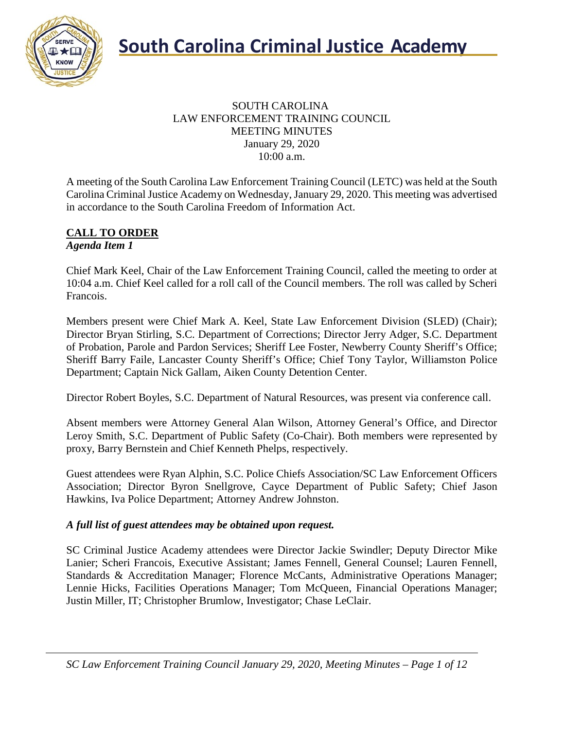# South Carolina Criminal Justice Academy

SOUTH CAROLINA
LAW ENFORCEMENT TRAINING COUNCIL
MEETING MINUTES
January 29, 2020
10:00 a.m.

A meeting of the South Carolina Law Enforcement Training Council (LETC) was held at the South Carolina Criminal Justice Academy on Wednesday, January 29, 2020. This meeting was advertised in accordance to the South Carolina Freedom of Information Act.

## CALL TO ORDER

***Agenda Item 1***

Chief Mark Keel, Chair of the Law Enforcement Training Council, called the meeting to order at 10:04 a.m. Chief Keel called for a roll call of the Council members. The roll was called by Scheri Francois.

Members present were Chief Mark A. Keel, State Law Enforcement Division (SLED) (Chair); Director Bryan Stirling, S.C. Department of Corrections; Director Jerry Adger, S.C. Department of Probation, Parole and Pardon Services; Sheriff Lee Foster, Newberry County Sheriff's Office; Sheriff Barry Faile, Lancaster County Sheriff's Office; Chief Tony Taylor, Williamston Police Department; Captain Nick Gallam, Aiken County Detention Center.

Director Robert Boyles, S.C. Department of Natural Resources, was present via conference call.

Absent members were Attorney General Alan Wilson, Attorney General's Office, and Director Leroy Smith, S.C. Department of Public Safety (Co-Chair). Both members were represented by proxy, Barry Bernstein and Chief Kenneth Phelps, respectively.

Guest attendees were Ryan Alphin, S.C. Police Chiefs Association/SC Law Enforcement Officers Association; Director Byron Snellgrove, Cayce Department of Public Safety; Chief Jason Hawkins, Iva Police Department; Attorney Andrew Johnston.

***A full list of guest attendees may be obtained upon request.***

SC Criminal Justice Academy attendees were Director Jackie Swindler; Deputy Director Mike Lanier; Scheri Francois, Executive Assistant; James Fennell, General Counsel; Lauren Fennell, Standards & Accreditation Manager; Florence McCants, Administrative Operations Manager; Lennie Hicks, Facilities Operations Manager; Tom McQueen, Financial Operations Manager; Justin Miller, IT; Christopher Brumlow, Investigator; Chase LeClair.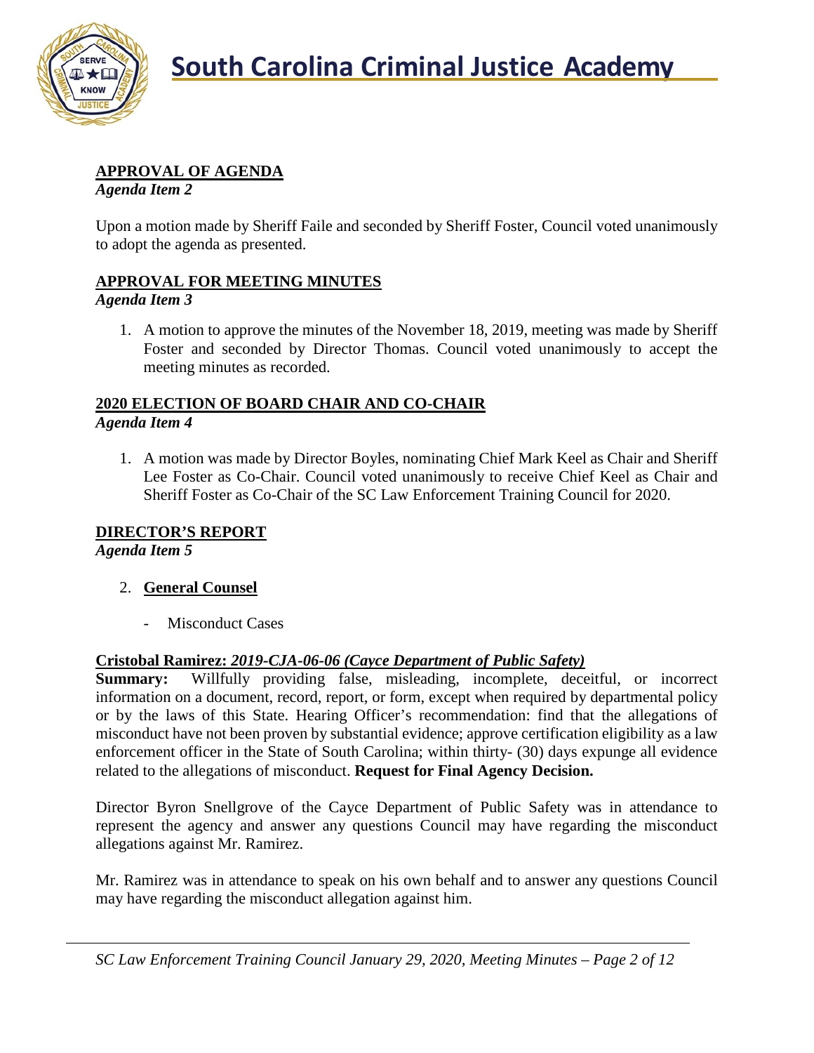## APPROVAL OF AGENDA

*Agenda Item 2*

Upon a motion made by Sheriff Faile and seconded by Sheriff Foster, Council voted unanimously to adopt the agenda as presented.

## APPROVAL FOR MEETING MINUTES

*Agenda Item 3*

1. A motion to approve the minutes of the November 18, 2019, meeting was made by Sheriff Foster and seconded by Director Thomas. Council voted unanimously to accept the meeting minutes as recorded.

## 2020 ELECTION OF BOARD CHAIR AND CO-CHAIR

*Agenda Item 4*

1. A motion was made by Director Boyles, nominating Chief Mark Keel as Chair and Sheriff Lee Foster as Co-Chair. Council voted unanimously to receive Chief Keel as Chair and Sheriff Foster as Co-Chair of the SC Law Enforcement Training Council for 2020.

## DIRECTOR'S REPORT

*Agenda Item 5*

2. **General Counsel**
   - Misconduct Cases

### Cristobal Ramirez: *2019-CJA-06-06 (Cayce Department of Public Safety)*

**Summary:** Willfully providing false, misleading, incomplete, deceitful, or incorrect information on a document, record, report, or form, except when required by departmental policy or by the laws of this State. Hearing Officer's recommendation: find that the allegations of misconduct have not been proven by substantial evidence; approve certification eligibility as a law enforcement officer in the State of South Carolina; within thirty- (30) days expunge all evidence related to the allegations of misconduct. **Request for Final Agency Decision.**

Director Byron Snellgrove of the Cayce Department of Public Safety was in attendance to represent the agency and answer any questions Council may have regarding the misconduct allegations against Mr. Ramirez.

Mr. Ramirez was in attendance to speak on his own behalf and to answer any questions Council may have regarding the misconduct allegation against him.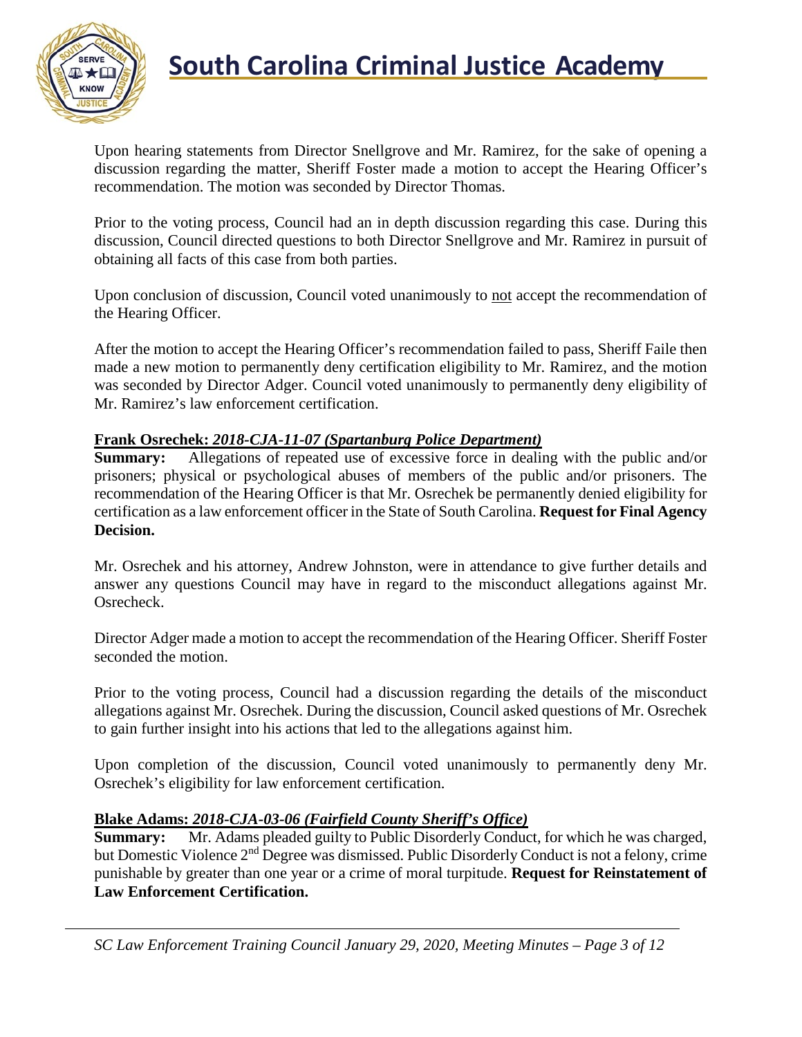Upon hearing statements from Director Snellgrove and Mr. Ramirez, for the sake of opening a discussion regarding the matter, Sheriff Foster made a motion to accept the Hearing Officer's recommendation. The motion was seconded by Director Thomas.

Prior to the voting process, Council had an in depth discussion regarding this case. During this discussion, Council directed questions to both Director Snellgrove and Mr. Ramirez in pursuit of obtaining all facts of this case from both parties.

Upon conclusion of discussion, Council voted unanimously to not accept the recommendation of the Hearing Officer.

After the motion to accept the Hearing Officer's recommendation failed to pass, Sheriff Faile then made a new motion to permanently deny certification eligibility to Mr. Ramirez, and the motion was seconded by Director Adger. Council voted unanimously to permanently deny eligibility of Mr. Ramirez's law enforcement certification.

**Frank Osrechek:** ***2018-CJA-11-07 (Spartanburg Police Department)***

**Summary:** Allegations of repeated use of excessive force in dealing with the public and/or prisoners; physical or psychological abuses of members of the public and/or prisoners. The recommendation of the Hearing Officer is that Mr. Osrechek be permanently denied eligibility for certification as a law enforcement officer in the State of South Carolina. **Request for Final Agency Decision.**

Mr. Osrechek and his attorney, Andrew Johnston, were in attendance to give further details and answer any questions Council may have in regard to the misconduct allegations against Mr. Osrecheck.

Director Adger made a motion to accept the recommendation of the Hearing Officer. Sheriff Foster seconded the motion.

Prior to the voting process, Council had a discussion regarding the details of the misconduct allegations against Mr. Osrechek. During the discussion, Council asked questions of Mr. Osrechek to gain further insight into his actions that led to the allegations against him.

Upon completion of the discussion, Council voted unanimously to permanently deny Mr. Osrechek's eligibility for law enforcement certification.

**Blake Adams:** ***2018-CJA-03-06 (Fairfield County Sheriff's Office)***

**Summary:** Mr. Adams pleaded guilty to Public Disorderly Conduct, for which he was charged, but Domestic Violence 2nd Degree was dismissed. Public Disorderly Conduct is not a felony, crime punishable by greater than one year or a crime of moral turpitude. **Request for Reinstatement of Law Enforcement Certification.**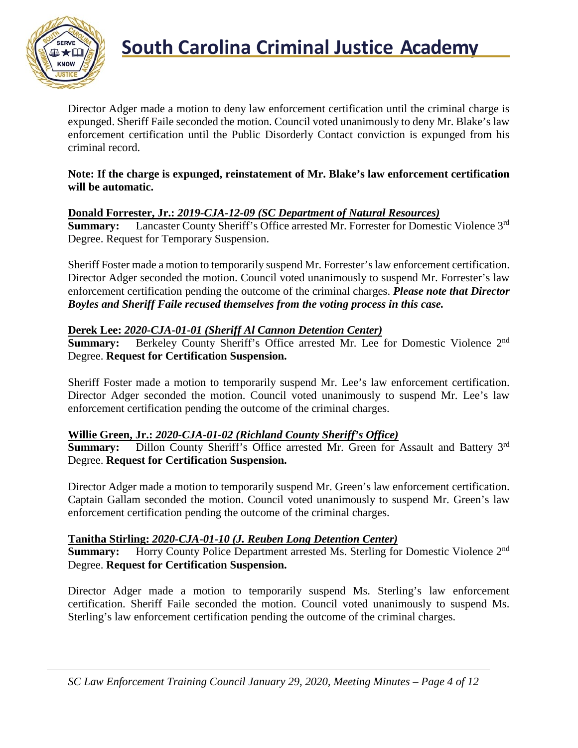Director Adger made a motion to deny law enforcement certification until the criminal charge is expunged. Sheriff Faile seconded the motion. Council voted unanimously to deny Mr. Blake's law enforcement certification until the Public Disorderly Contact conviction is expunged from his criminal record.

**Note: If the charge is expunged, reinstatement of Mr. Blake's law enforcement certification will be automatic.**

**Donald Forrester, Jr.:** ***2019-CJA-12-09 (SC Department of Natural Resources)***

**Summary:** Lancaster County Sheriff's Office arrested Mr. Forrester for Domestic Violence 3rd Degree. Request for Temporary Suspension.

Sheriff Foster made a motion to temporarily suspend Mr. Forrester's law enforcement certification. Director Adger seconded the motion. Council voted unanimously to suspend Mr. Forrester's law enforcement certification pending the outcome of the criminal charges. ***Please note that Director Boyles and Sheriff Faile recused themselves from the voting process in this case.***

**Derek Lee:** ***2020-CJA-01-01 (Sheriff Al Cannon Detention Center)***

**Summary:** Berkeley County Sheriff's Office arrested Mr. Lee for Domestic Violence 2nd Degree. **Request for Certification Suspension.**

Sheriff Foster made a motion to temporarily suspend Mr. Lee's law enforcement certification. Director Adger seconded the motion. Council voted unanimously to suspend Mr. Lee's law enforcement certification pending the outcome of the criminal charges.

**Willie Green, Jr.:** ***2020-CJA-01-02 (Richland County Sheriff's Office)***

**Summary:** Dillon County Sheriff's Office arrested Mr. Green for Assault and Battery 3rd Degree. **Request for Certification Suspension.**

Director Adger made a motion to temporarily suspend Mr. Green's law enforcement certification. Captain Gallam seconded the motion. Council voted unanimously to suspend Mr. Green's law enforcement certification pending the outcome of the criminal charges.

**Tanitha Stirling:** ***2020-CJA-01-10 (J. Reuben Long Detention Center)***

**Summary:** Horry County Police Department arrested Ms. Sterling for Domestic Violence 2nd Degree. **Request for Certification Suspension.**

Director Adger made a motion to temporarily suspend Ms. Sterling's law enforcement certification. Sheriff Faile seconded the motion. Council voted unanimously to suspend Ms. Sterling's law enforcement certification pending the outcome of the criminal charges.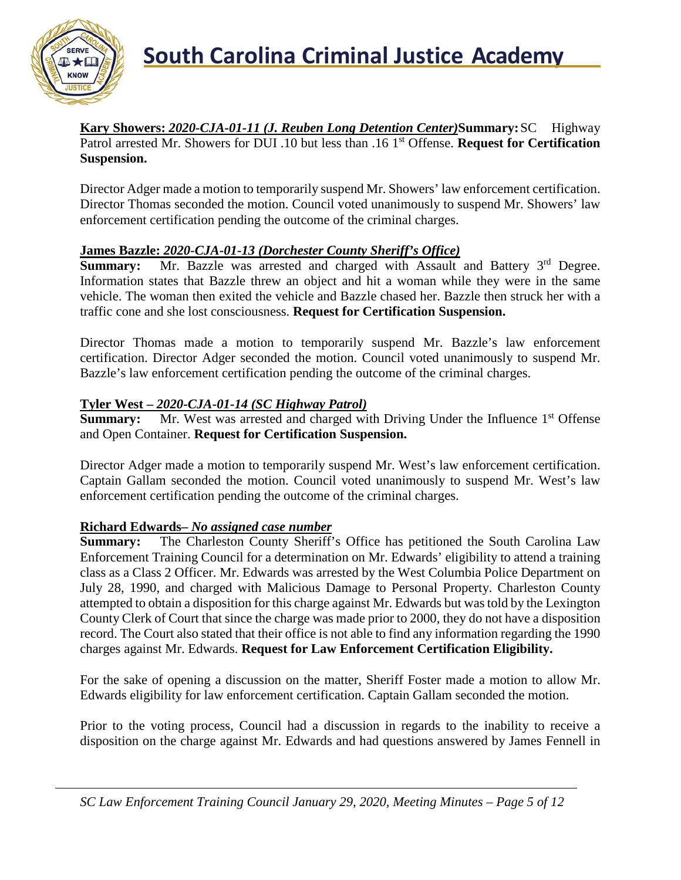**Kary Showers: *2020-CJA-01-11 (J. Reuben Long Detention Center)*** **Summary:** SC Highway Patrol arrested Mr. Showers for DUI .10 but less than .16 1st Offense. **Request for Certification Suspension.**

Director Adger made a motion to temporarily suspend Mr. Showers' law enforcement certification. Director Thomas seconded the motion. Council voted unanimously to suspend Mr. Showers' law enforcement certification pending the outcome of the criminal charges.

**James Bazzle: *2020-CJA-01-13 (Dorchester County Sheriff's Office)***

**Summary:** Mr. Bazzle was arrested and charged with Assault and Battery 3rd Degree. Information states that Bazzle threw an object and hit a woman while they were in the same vehicle. The woman then exited the vehicle and Bazzle chased her. Bazzle then struck her with a traffic cone and she lost consciousness. **Request for Certification Suspension.**

Director Thomas made a motion to temporarily suspend Mr. Bazzle's law enforcement certification. Director Adger seconded the motion. Council voted unanimously to suspend Mr. Bazzle's law enforcement certification pending the outcome of the criminal charges.

**Tyler West – *2020-CJA-01-14 (SC Highway Patrol)***

**Summary:** Mr. West was arrested and charged with Driving Under the Influence 1st Offense and Open Container. **Request for Certification Suspension.**

Director Adger made a motion to temporarily suspend Mr. West's law enforcement certification. Captain Gallam seconded the motion. Council voted unanimously to suspend Mr. West's law enforcement certification pending the outcome of the criminal charges.

**Richard Edwards– *No assigned case number***

**Summary:** The Charleston County Sheriff's Office has petitioned the South Carolina Law Enforcement Training Council for a determination on Mr. Edwards' eligibility to attend a training class as a Class 2 Officer. Mr. Edwards was arrested by the West Columbia Police Department on July 28, 1990, and charged with Malicious Damage to Personal Property. Charleston County attempted to obtain a disposition for this charge against Mr. Edwards but was told by the Lexington County Clerk of Court that since the charge was made prior to 2000, they do not have a disposition record. The Court also stated that their office is not able to find any information regarding the 1990 charges against Mr. Edwards. **Request for Law Enforcement Certification Eligibility.**

For the sake of opening a discussion on the matter, Sheriff Foster made a motion to allow Mr. Edwards eligibility for law enforcement certification. Captain Gallam seconded the motion.

Prior to the voting process, Council had a discussion in regards to the inability to receive a disposition on the charge against Mr. Edwards and had questions answered by James Fennell in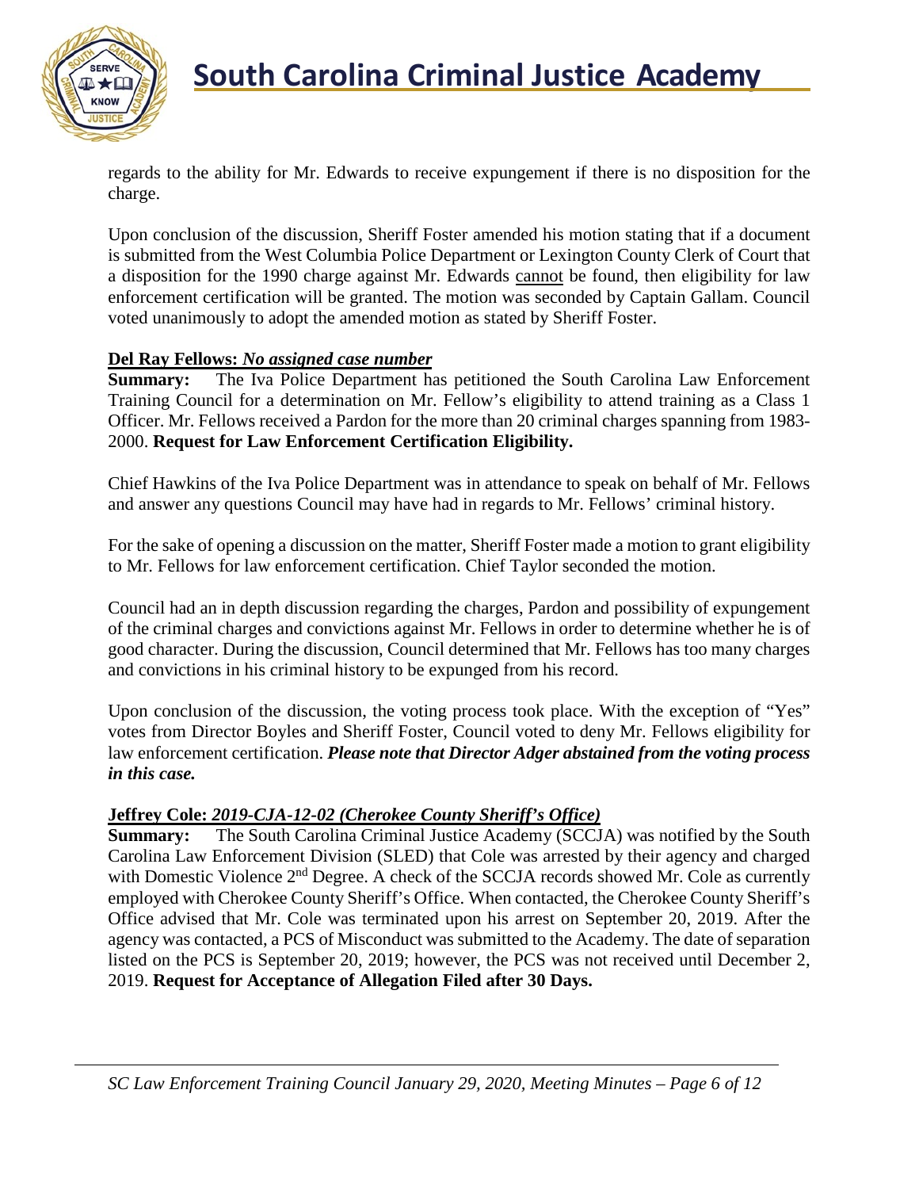regards to the ability for Mr. Edwards to receive expungement if there is no disposition for the charge.

Upon conclusion of the discussion, Sheriff Foster amended his motion stating that if a document is submitted from the West Columbia Police Department or Lexington County Clerk of Court that a disposition for the 1990 charge against Mr. Edwards cannot be found, then eligibility for law enforcement certification will be granted. The motion was seconded by Captain Gallam. Council voted unanimously to adopt the amended motion as stated by Sheriff Foster.

**Del Ray Fellows:** ***No assigned case number***

**Summary:** The Iva Police Department has petitioned the South Carolina Law Enforcement Training Council for a determination on Mr. Fellow's eligibility to attend training as a Class 1 Officer. Mr. Fellows received a Pardon for the more than 20 criminal charges spanning from 1983-2000. **Request for Law Enforcement Certification Eligibility.**

Chief Hawkins of the Iva Police Department was in attendance to speak on behalf of Mr. Fellows and answer any questions Council may have had in regards to Mr. Fellows' criminal history.

For the sake of opening a discussion on the matter, Sheriff Foster made a motion to grant eligibility to Mr. Fellows for law enforcement certification. Chief Taylor seconded the motion.

Council had an in depth discussion regarding the charges, Pardon and possibility of expungement of the criminal charges and convictions against Mr. Fellows in order to determine whether he is of good character. During the discussion, Council determined that Mr. Fellows has too many charges and convictions in his criminal history to be expunged from his record.

Upon conclusion of the discussion, the voting process took place. With the exception of "Yes" votes from Director Boyles and Sheriff Foster, Council voted to deny Mr. Fellows eligibility for law enforcement certification. ***Please note that Director Adger abstained from the voting process in this case.***

**Jeffrey Cole:** ***2019-CJA-12-02 (Cherokee County Sheriff's Office)***

**Summary:** The South Carolina Criminal Justice Academy (SCCJA) was notified by the South Carolina Law Enforcement Division (SLED) that Cole was arrested by their agency and charged with Domestic Violence 2nd Degree. A check of the SCCJA records showed Mr. Cole as currently employed with Cherokee County Sheriff's Office. When contacted, the Cherokee County Sheriff's Office advised that Mr. Cole was terminated upon his arrest on September 20, 2019. After the agency was contacted, a PCS of Misconduct was submitted to the Academy. The date of separation listed on the PCS is September 20, 2019; however, the PCS was not received until December 2, 2019. **Request for Acceptance of Allegation Filed after 30 Days.**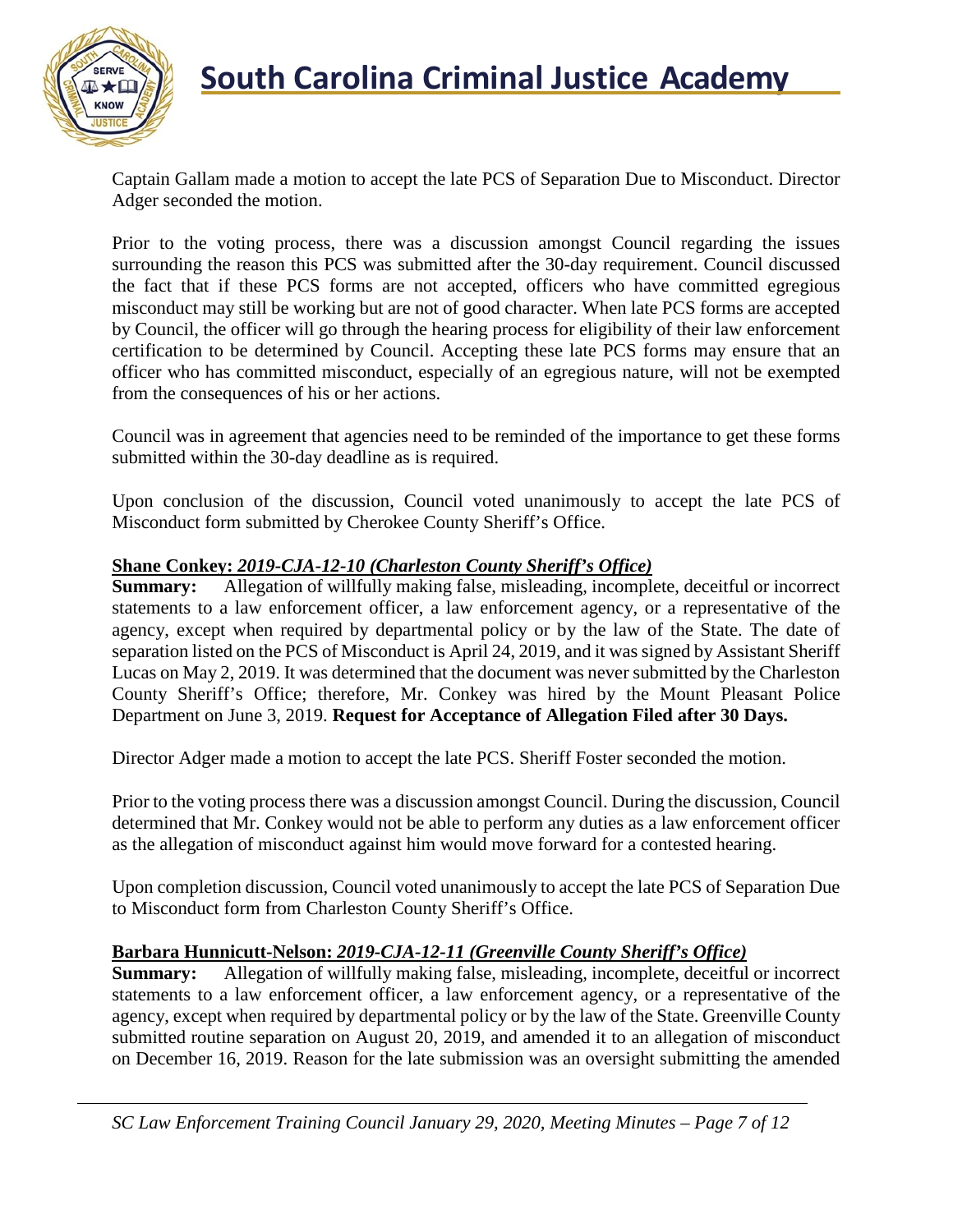Captain Gallam made a motion to accept the late PCS of Separation Due to Misconduct. Director Adger seconded the motion.

Prior to the voting process, there was a discussion amongst Council regarding the issues surrounding the reason this PCS was submitted after the 30-day requirement. Council discussed the fact that if these PCS forms are not accepted, officers who have committed egregious misconduct may still be working but are not of good character. When late PCS forms are accepted by Council, the officer will go through the hearing process for eligibility of their law enforcement certification to be determined by Council. Accepting these late PCS forms may ensure that an officer who has committed misconduct, especially of an egregious nature, will not be exempted from the consequences of his or her actions.

Council was in agreement that agencies need to be reminded of the importance to get these forms submitted within the 30-day deadline as is required.

Upon conclusion of the discussion, Council voted unanimously to accept the late PCS of Misconduct form submitted by Cherokee County Sheriff's Office.

**Shane Conkey:** ***2019-CJA-12-10 (Charleston County Sheriff's Office)***

**Summary:** Allegation of willfully making false, misleading, incomplete, deceitful or incorrect statements to a law enforcement officer, a law enforcement agency, or a representative of the agency, except when required by departmental policy or by the law of the State. The date of separation listed on the PCS of Misconduct is April 24, 2019, and it was signed by Assistant Sheriff Lucas on May 2, 2019. It was determined that the document was never submitted by the Charleston County Sheriff's Office; therefore, Mr. Conkey was hired by the Mount Pleasant Police Department on June 3, 2019. **Request for Acceptance of Allegation Filed after 30 Days.**

Director Adger made a motion to accept the late PCS. Sheriff Foster seconded the motion.

Prior to the voting process there was a discussion amongst Council. During the discussion, Council determined that Mr. Conkey would not be able to perform any duties as a law enforcement officer as the allegation of misconduct against him would move forward for a contested hearing.

Upon completion discussion, Council voted unanimously to accept the late PCS of Separation Due to Misconduct form from Charleston County Sheriff's Office.

**Barbara Hunnicutt-Nelson:** ***2019-CJA-12-11 (Greenville County Sheriff's Office)***

**Summary:** Allegation of willfully making false, misleading, incomplete, deceitful or incorrect statements to a law enforcement officer, a law enforcement agency, or a representative of the agency, except when required by departmental policy or by the law of the State. Greenville County submitted routine separation on August 20, 2019, and amended it to an allegation of misconduct on December 16, 2019. Reason for the late submission was an oversight submitting the amended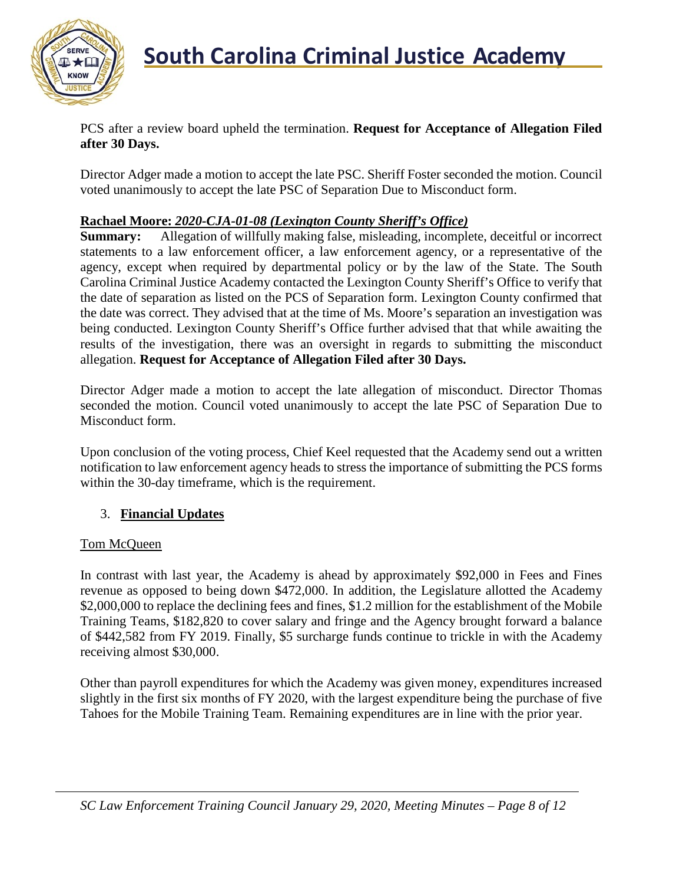PCS after a review board upheld the termination. **Request for Acceptance of Allegation Filed after 30 Days.**

Director Adger made a motion to accept the late PSC. Sheriff Foster seconded the motion. Council voted unanimously to accept the late PSC of Separation Due to Misconduct form.

**Rachael Moore: *2020-CJA-01-08 (Lexington County Sheriff's Office)***

**Summary:** Allegation of willfully making false, misleading, incomplete, deceitful or incorrect statements to a law enforcement officer, a law enforcement agency, or a representative of the agency, except when required by departmental policy or by the law of the State. The South Carolina Criminal Justice Academy contacted the Lexington County Sheriff's Office to verify that the date of separation as listed on the PCS of Separation form. Lexington County confirmed that the date was correct. They advised that at the time of Ms. Moore's separation an investigation was being conducted. Lexington County Sheriff's Office further advised that that while awaiting the results of the investigation, there was an oversight in regards to submitting the misconduct allegation. **Request for Acceptance of Allegation Filed after 30 Days.**

Director Adger made a motion to accept the late allegation of misconduct. Director Thomas seconded the motion. Council voted unanimously to accept the late PSC of Separation Due to Misconduct form.

Upon conclusion of the voting process, Chief Keel requested that the Academy send out a written notification to law enforcement agency heads to stress the importance of submitting the PCS forms within the 30-day timeframe, which is the requirement.

3. **Financial Updates**

Tom McQueen

In contrast with last year, the Academy is ahead by approximately $92,000 in Fees and Fines revenue as opposed to being down $472,000. In addition, the Legislature allotted the Academy $2,000,000 to replace the declining fees and fines, $1.2 million for the establishment of the Mobile Training Teams, $182,820 to cover salary and fringe and the Agency brought forward a balance of $442,582 from FY 2019. Finally, $5 surcharge funds continue to trickle in with the Academy receiving almost $30,000.

Other than payroll expenditures for which the Academy was given money, expenditures increased slightly in the first six months of FY 2020, with the largest expenditure being the purchase of five Tahoes for the Mobile Training Team. Remaining expenditures are in line with the prior year.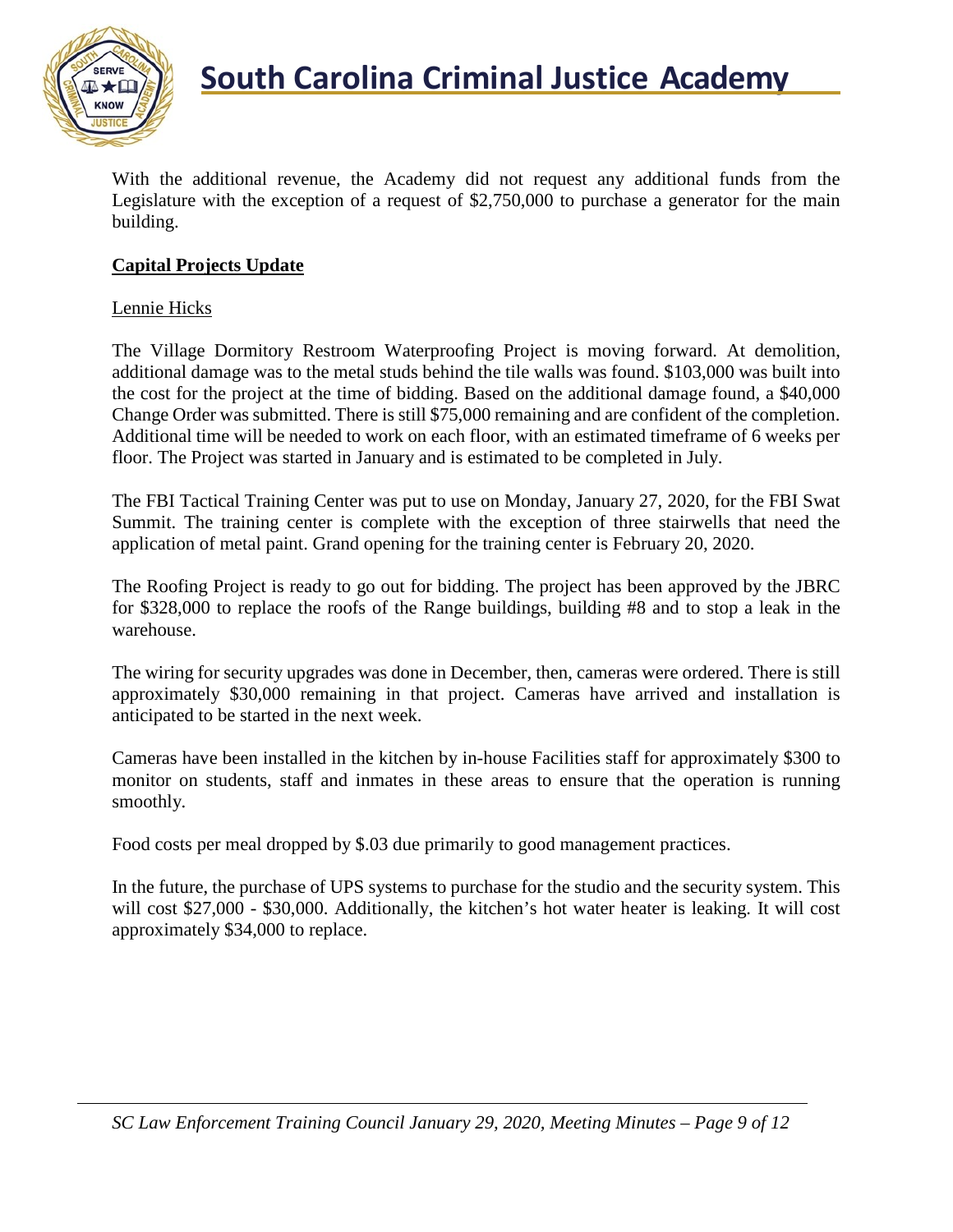With the additional revenue, the Academy did not request any additional funds from the Legislature with the exception of a request of $2,750,000 to purchase a generator for the main building.

**Capital Projects Update**

Lennie Hicks

The Village Dormitory Restroom Waterproofing Project is moving forward. At demolition, additional damage was to the metal studs behind the tile walls was found. $103,000 was built into the cost for the project at the time of bidding. Based on the additional damage found, a $40,000 Change Order was submitted. There is still $75,000 remaining and are confident of the completion. Additional time will be needed to work on each floor, with an estimated timeframe of 6 weeks per floor. The Project was started in January and is estimated to be completed in July.

The FBI Tactical Training Center was put to use on Monday, January 27, 2020, for the FBI Swat Summit. The training center is complete with the exception of three stairwells that need the application of metal paint. Grand opening for the training center is February 20, 2020.

The Roofing Project is ready to go out for bidding. The project has been approved by the JBRC for $328,000 to replace the roofs of the Range buildings, building #8 and to stop a leak in the warehouse.

The wiring for security upgrades was done in December, then, cameras were ordered. There is still approximately $30,000 remaining in that project. Cameras have arrived and installation is anticipated to be started in the next week.

Cameras have been installed in the kitchen by in-house Facilities staff for approximately $300 to monitor on students, staff and inmates in these areas to ensure that the operation is running smoothly.

Food costs per meal dropped by $.03 due primarily to good management practices.

In the future, the purchase of UPS systems to purchase for the studio and the security system. This will cost $27,000 - $30,000. Additionally, the kitchen's hot water heater is leaking. It will cost approximately $34,000 to replace.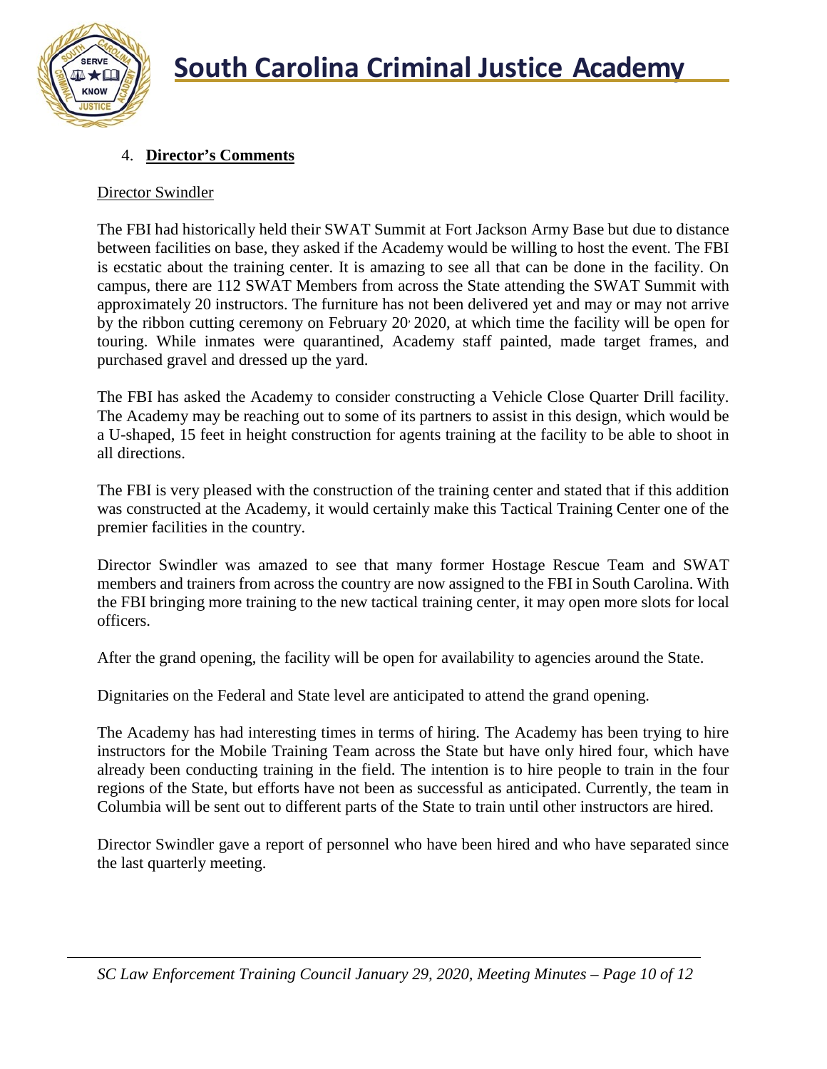4. **Director's Comments**

Director Swindler

The FBI had historically held their SWAT Summit at Fort Jackson Army Base but due to distance between facilities on base, they asked if the Academy would be willing to host the event. The FBI is ecstatic about the training center. It is amazing to see all that can be done in the facility. On campus, there are 112 SWAT Members from across the State attending the SWAT Summit with approximately 20 instructors. The furniture has not been delivered yet and may or may not arrive by the ribbon cutting ceremony on February 20, 2020, at which time the facility will be open for touring. While inmates were quarantined, Academy staff painted, made target frames, and purchased gravel and dressed up the yard.

The FBI has asked the Academy to consider constructing a Vehicle Close Quarter Drill facility. The Academy may be reaching out to some of its partners to assist in this design, which would be a U-shaped, 15 feet in height construction for agents training at the facility to be able to shoot in all directions.

The FBI is very pleased with the construction of the training center and stated that if this addition was constructed at the Academy, it would certainly make this Tactical Training Center one of the premier facilities in the country.

Director Swindler was amazed to see that many former Hostage Rescue Team and SWAT members and trainers from across the country are now assigned to the FBI in South Carolina. With the FBI bringing more training to the new tactical training center, it may open more slots for local officers.

After the grand opening, the facility will be open for availability to agencies around the State.

Dignitaries on the Federal and State level are anticipated to attend the grand opening.

The Academy has had interesting times in terms of hiring. The Academy has been trying to hire instructors for the Mobile Training Team across the State but have only hired four, which have already been conducting training in the field. The intention is to hire people to train in the four regions of the State, but efforts have not been as successful as anticipated. Currently, the team in Columbia will be sent out to different parts of the State to train until other instructors are hired.

Director Swindler gave a report of personnel who have been hired and who have separated since the last quarterly meeting.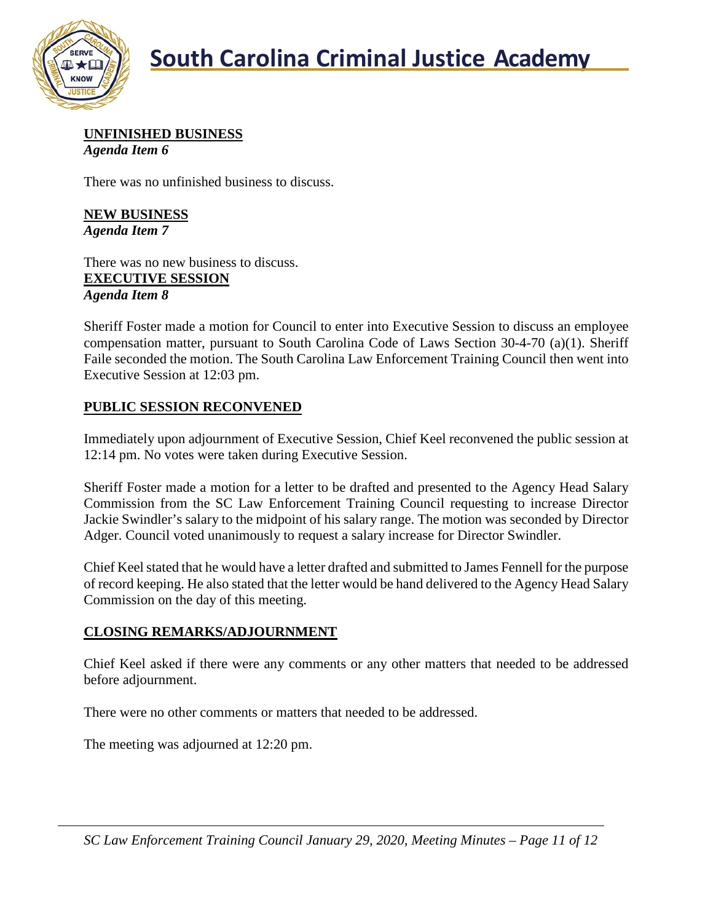**UNFINISHED BUSINESS**
*Agenda Item 6*

There was no unfinished business to discuss.

**NEW BUSINESS**
*Agenda Item 7*

There was no new business to discuss.

**EXECUTIVE SESSION**
*Agenda Item 8*

Sheriff Foster made a motion for Council to enter into Executive Session to discuss an employee compensation matter, pursuant to South Carolina Code of Laws Section 30-4-70 (a)(1). Sheriff Faile seconded the motion. The South Carolina Law Enforcement Training Council then went into Executive Session at 12:03 pm.

**PUBLIC SESSION RECONVENED**

Immediately upon adjournment of Executive Session, Chief Keel reconvened the public session at 12:14 pm. No votes were taken during Executive Session.

Sheriff Foster made a motion for a letter to be drafted and presented to the Agency Head Salary Commission from the SC Law Enforcement Training Council requesting to increase Director Jackie Swindler's salary to the midpoint of his salary range. The motion was seconded by Director Adger. Council voted unanimously to request a salary increase for Director Swindler.

Chief Keel stated that he would have a letter drafted and submitted to James Fennell for the purpose of record keeping. He also stated that the letter would be hand delivered to the Agency Head Salary Commission on the day of this meeting.

**CLOSING REMARKS/ADJOURNMENT**

Chief Keel asked if there were any comments or any other matters that needed to be addressed before adjournment.

There were no other comments or matters that needed to be addressed.

The meeting was adjourned at 12:20 pm.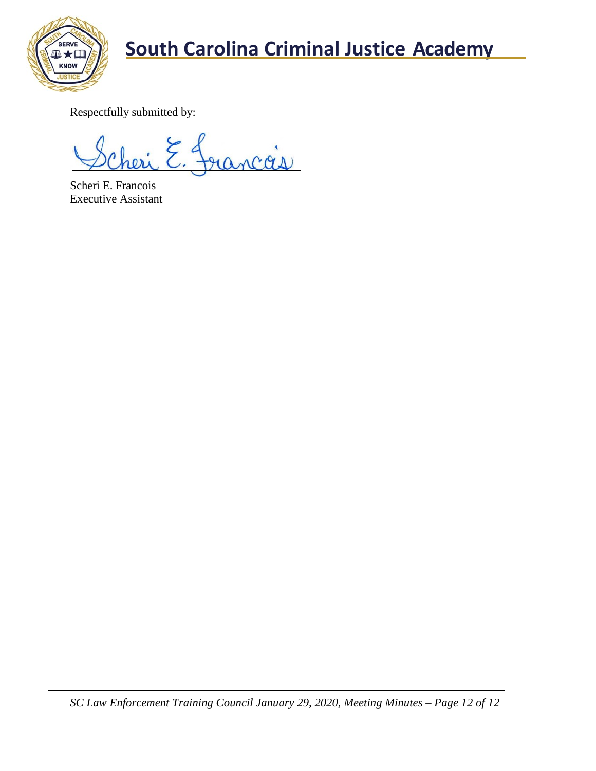Respectfully submitted by:

Scheri E. Francois
Executive Assistant